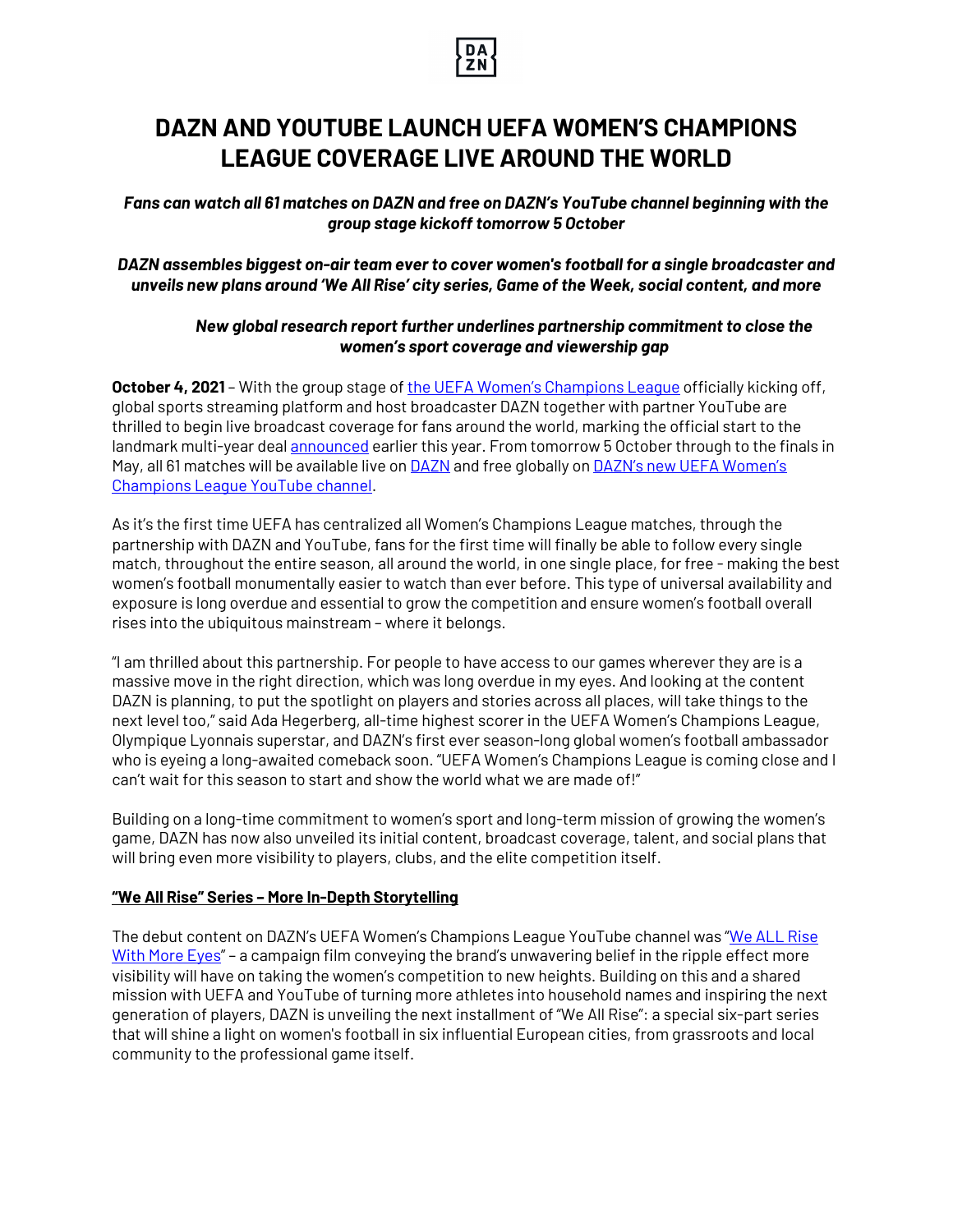# DAZN AND YOUTUBE LAUNCH UEFA WOMEN'S CHAMPIONS LEAGUE COVERAGE LIVE AROUND THE WORLD

***Fans can watch all 61 matches on DAZN and free on DAZN's YouTube channel beginning with the group stage kickoff tomorrow 5 October***

***DAZN assembles biggest on-air team ever to cover women's football for a single broadcaster and unveils new plans around 'We All Rise' city series, Game of the Week, social content, and more***

***New global research report further underlines partnership commitment to close the women's sport coverage and viewership gap***

**October 4, 2021** – With the group stage of the UEFA Women's Champions League officially kicking off, global sports streaming platform and host broadcaster DAZN together with partner YouTube are thrilled to begin live broadcast coverage for fans around the world, marking the official start to the landmark multi-year deal announced earlier this year. From tomorrow 5 October through to the finals in May, all 61 matches will be available live on DAZN and free globally on DAZN's new UEFA Women's Champions League YouTube channel.

As it's the first time UEFA has centralized all Women's Champions League matches, through the partnership with DAZN and YouTube, fans for the first time will finally be able to follow every single match, throughout the entire season, all around the world, in one single place, for free - making the best women's football monumentally easier to watch than ever before. This type of universal availability and exposure is long overdue and essential to grow the competition and ensure women's football overall rises into the ubiquitous mainstream – where it belongs.

"I am thrilled about this partnership. For people to have access to our games wherever they are is a massive move in the right direction, which was long overdue in my eyes. And looking at the content DAZN is planning, to put the spotlight on players and stories across all places, will take things to the next level too," said Ada Hegerberg, all-time highest scorer in the UEFA Women's Champions League, Olympique Lyonnais superstar, and DAZN's first ever season-long global women's football ambassador who is eyeing a long-awaited comeback soon. "UEFA Women's Champions League is coming close and I can't wait for this season to start and show the world what we are made of!"

Building on a long-time commitment to women's sport and long-term mission of growing the women's game, DAZN has now also unveiled its initial content, broadcast coverage, talent, and social plans that will bring even more visibility to players, clubs, and the elite competition itself.

## "We All Rise" Series – More In-Depth Storytelling

The debut content on DAZN's UEFA Women's Champions League YouTube channel was "We ALL Rise With More Eyes" – a campaign film conveying the brand's unwavering belief in the ripple effect more visibility will have on taking the women's competition to new heights. Building on this and a shared mission with UEFA and YouTube of turning more athletes into household names and inspiring the next generation of players, DAZN is unveiling the next installment of "We All Rise": a special six-part series that will shine a light on women's football in six influential European cities, from grassroots and local community to the professional game itself.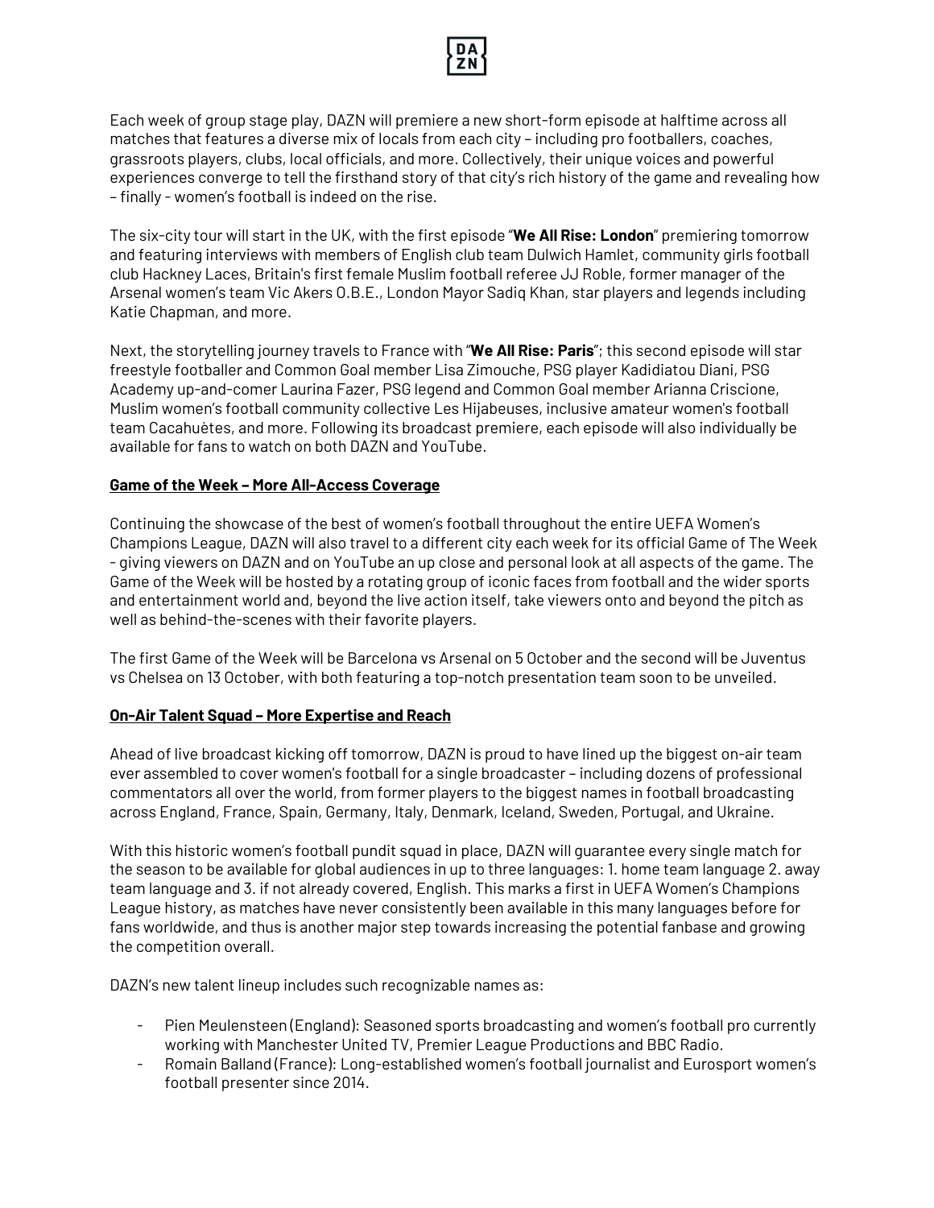Each week of group stage play, DAZN will premiere a new short-form episode at halftime across all matches that features a diverse mix of locals from each city – including pro footballers, coaches, grassroots players, clubs, local officials, and more. Collectively, their unique voices and powerful experiences converge to tell the firsthand story of that city's rich history of the game and revealing how – finally - women's football is indeed on the rise.

The six-city tour will start in the UK, with the first episode "**We All Rise: London**" premiering tomorrow and featuring interviews with members of English club team Dulwich Hamlet, community girls football club Hackney Laces, Britain's first female Muslim football referee JJ Roble, former manager of the Arsenal women's team Vic Akers O.B.E., London Mayor Sadiq Khan, star players and legends including Katie Chapman, and more.

Next, the storytelling journey travels to France with "**We All Rise: Paris**"; this second episode will star freestyle footballer and Common Goal member Lisa Zimouche, PSG player Kadidiatou Diani, PSG Academy up-and-comer Laurina Fazer, PSG legend and Common Goal member Arianna Criscione, Muslim women's football community collective Les Hijabeuses, inclusive amateur women's football team Cacahuètes, and more. Following its broadcast premiere, each episode will also individually be available for fans to watch on both DAZN and YouTube.

**Game of the Week – More All-Access Coverage**

Continuing the showcase of the best of women's football throughout the entire UEFA Women's Champions League, DAZN will also travel to a different city each week for its official Game of The Week - giving viewers on DAZN and on YouTube an up close and personal look at all aspects of the game. The Game of the Week will be hosted by a rotating group of iconic faces from football and the wider sports and entertainment world and, beyond the live action itself, take viewers onto and beyond the pitch as well as behind-the-scenes with their favorite players.

The first Game of the Week will be Barcelona vs Arsenal on 5 October and the second will be Juventus vs Chelsea on 13 October, with both featuring a top-notch presentation team soon to be unveiled.

**On-Air Talent Squad – More Expertise and Reach**

Ahead of live broadcast kicking off tomorrow, DAZN is proud to have lined up the biggest on-air team ever assembled to cover women's football for a single broadcaster – including dozens of professional commentators all over the world, from former players to the biggest names in football broadcasting across England, France, Spain, Germany, Italy, Denmark, Iceland, Sweden, Portugal, and Ukraine.

With this historic women's football pundit squad in place, DAZN will guarantee every single match for the season to be available for global audiences in up to three languages: 1. home team language 2. away team language and 3. if not already covered, English. This marks a first in UEFA Women's Champions League history, as matches have never consistently been available in this many languages before for fans worldwide, and thus is another major step towards increasing the potential fanbase and growing the competition overall.

DAZN's new talent lineup includes such recognizable names as:

- Pien Meulensteen (England): Seasoned sports broadcasting and women's football pro currently working with Manchester United TV, Premier League Productions and BBC Radio.
- Romain Balland (France): Long-established women's football journalist and Eurosport women's football presenter since 2014.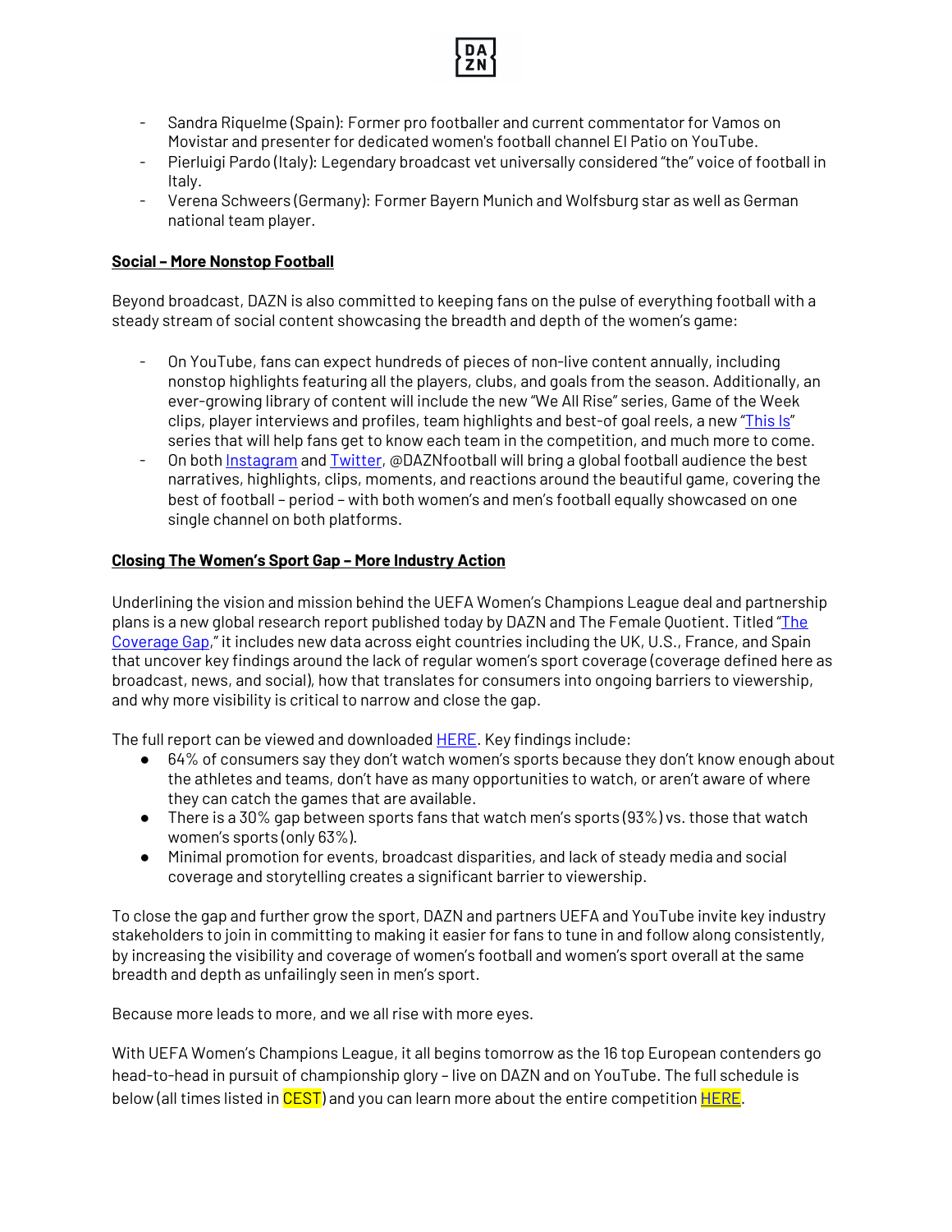- Sandra Riquelme (Spain): Former pro footballer and current commentator for Vamos on Movistar and presenter for dedicated women's football channel El Patio on YouTube.
- Pierluigi Pardo (Italy): Legendary broadcast vet universally considered "the" voice of football in Italy.
- Verena Schweers (Germany): Former Bayern Munich and Wolfsburg star as well as German national team player.

**Social – More Nonstop Football**

Beyond broadcast, DAZN is also committed to keeping fans on the pulse of everything football with a steady stream of social content showcasing the breadth and depth of the women's game:

- On YouTube, fans can expect hundreds of pieces of non-live content annually, including nonstop highlights featuring all the players, clubs, and goals from the season. Additionally, an ever-growing library of content will include the new "We All Rise" series, Game of the Week clips, player interviews and profiles, team highlights and best-of goal reels, a new "This Is" series that will help fans get to know each team in the competition, and much more to come.
- On both Instagram and Twitter, @DAZNfootball will bring a global football audience the best narratives, highlights, clips, moments, and reactions around the beautiful game, covering the best of football – period – with both women's and men's football equally showcased on one single channel on both platforms.

**Closing The Women's Sport Gap – More Industry Action**

Underlining the vision and mission behind the UEFA Women's Champions League deal and partnership plans is a new global research report published today by DAZN and The Female Quotient. Titled "The Coverage Gap," it includes new data across eight countries including the UK, U.S., France, and Spain that uncover key findings around the lack of regular women's sport coverage (coverage defined here as broadcast, news, and social), how that translates for consumers into ongoing barriers to viewership, and why more visibility is critical to narrow and close the gap.

The full report can be viewed and downloaded HERE. Key findings include:

- 64% of consumers say they don't watch women's sports because they don't know enough about the athletes and teams, don't have as many opportunities to watch, or aren't aware of where they can catch the games that are available.
- There is a 30% gap between sports fans that watch men's sports (93%) vs. those that watch women's sports (only 63%).
- Minimal promotion for events, broadcast disparities, and lack of steady media and social coverage and storytelling creates a significant barrier to viewership.

To close the gap and further grow the sport, DAZN and partners UEFA and YouTube invite key industry stakeholders to join in committing to making it easier for fans to tune in and follow along consistently, by increasing the visibility and coverage of women's football and women's sport overall at the same breadth and depth as unfailingly seen in men's sport.

Because more leads to more, and we all rise with more eyes.

With UEFA Women's Champions League, it all begins tomorrow as the 16 top European contenders go head-to-head in pursuit of championship glory – live on DAZN and on YouTube. The full schedule is below (all times listed in CEST) and you can learn more about the entire competition HERE.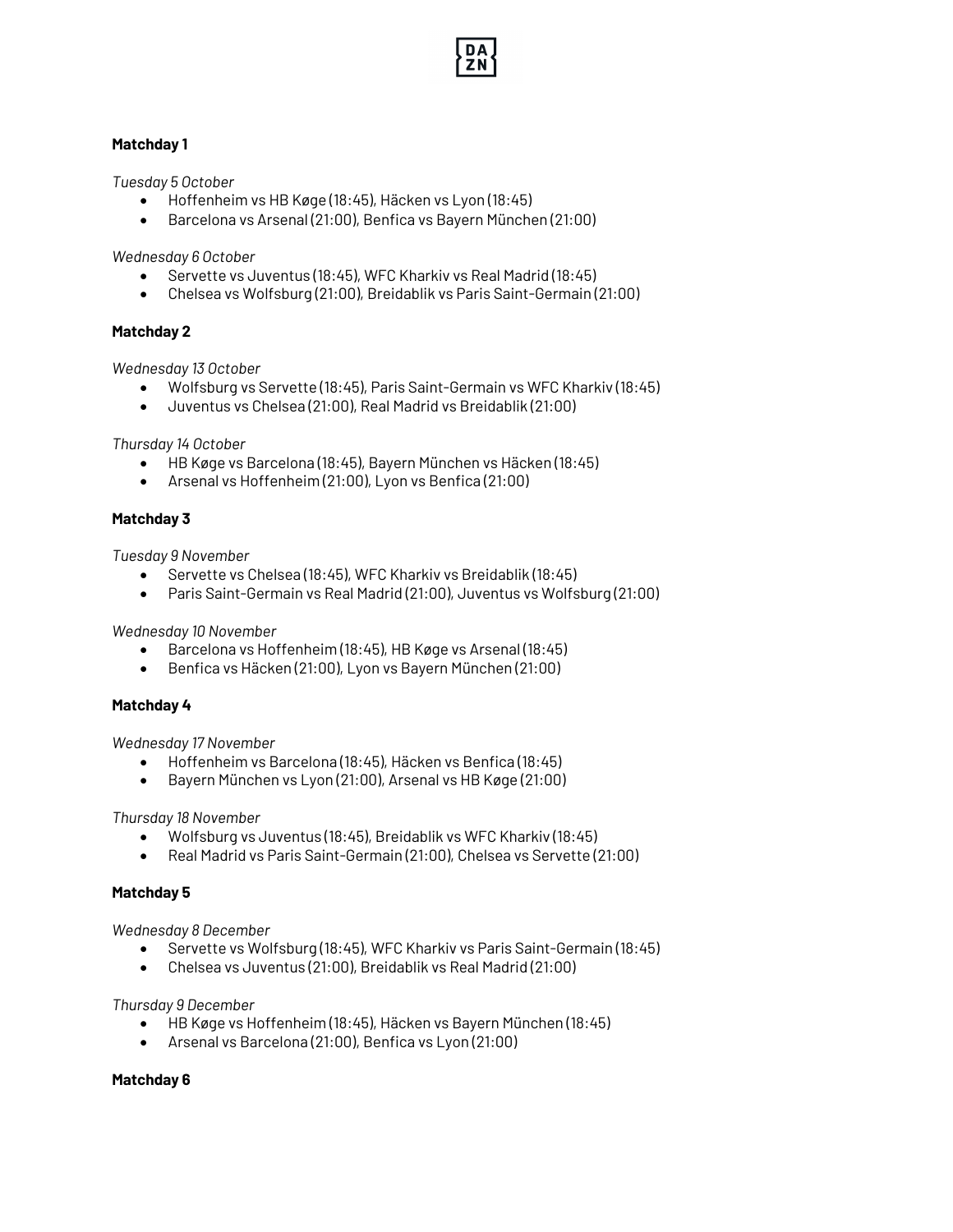**Matchday 1**

*Tuesday 5 October*

- Hoffenheim vs HB Køge (18:45), Häcken vs Lyon (18:45)
- Barcelona vs Arsenal (21:00), Benfica vs Bayern München (21:00)

*Wednesday 6 October*

- Servette vs Juventus (18:45), WFC Kharkiv vs Real Madrid (18:45)
- Chelsea vs Wolfsburg (21:00), Breidablik vs Paris Saint-Germain (21:00)

**Matchday 2**

*Wednesday 13 October*

- Wolfsburg vs Servette (18:45), Paris Saint-Germain vs WFC Kharkiv (18:45)
- Juventus vs Chelsea (21:00), Real Madrid vs Breidablik (21:00)

*Thursday 14 October*

- HB Køge vs Barcelona (18:45), Bayern München vs Häcken (18:45)
- Arsenal vs Hoffenheim (21:00), Lyon vs Benfica (21:00)

**Matchday 3**

*Tuesday 9 November*

- Servette vs Chelsea (18:45), WFC Kharkiv vs Breidablik (18:45)
- Paris Saint-Germain vs Real Madrid (21:00), Juventus vs Wolfsburg (21:00)

*Wednesday 10 November*

- Barcelona vs Hoffenheim (18:45), HB Køge vs Arsenal (18:45)
- Benfica vs Häcken (21:00), Lyon vs Bayern München (21:00)

**Matchday 4**

*Wednesday 17 November*

- Hoffenheim vs Barcelona (18:45), Häcken vs Benfica (18:45)
- Bayern München vs Lyon (21:00), Arsenal vs HB Køge (21:00)

*Thursday 18 November*

- Wolfsburg vs Juventus (18:45), Breidablik vs WFC Kharkiv (18:45)
- Real Madrid vs Paris Saint-Germain (21:00), Chelsea vs Servette (21:00)

**Matchday 5**

*Wednesday 8 December*

- Servette vs Wolfsburg (18:45), WFC Kharkiv vs Paris Saint-Germain (18:45)
- Chelsea vs Juventus (21:00), Breidablik vs Real Madrid (21:00)

*Thursday 9 December*

- HB Køge vs Hoffenheim (18:45), Häcken vs Bayern München (18:45)
- Arsenal vs Barcelona (21:00), Benfica vs Lyon (21:00)

**Matchday 6**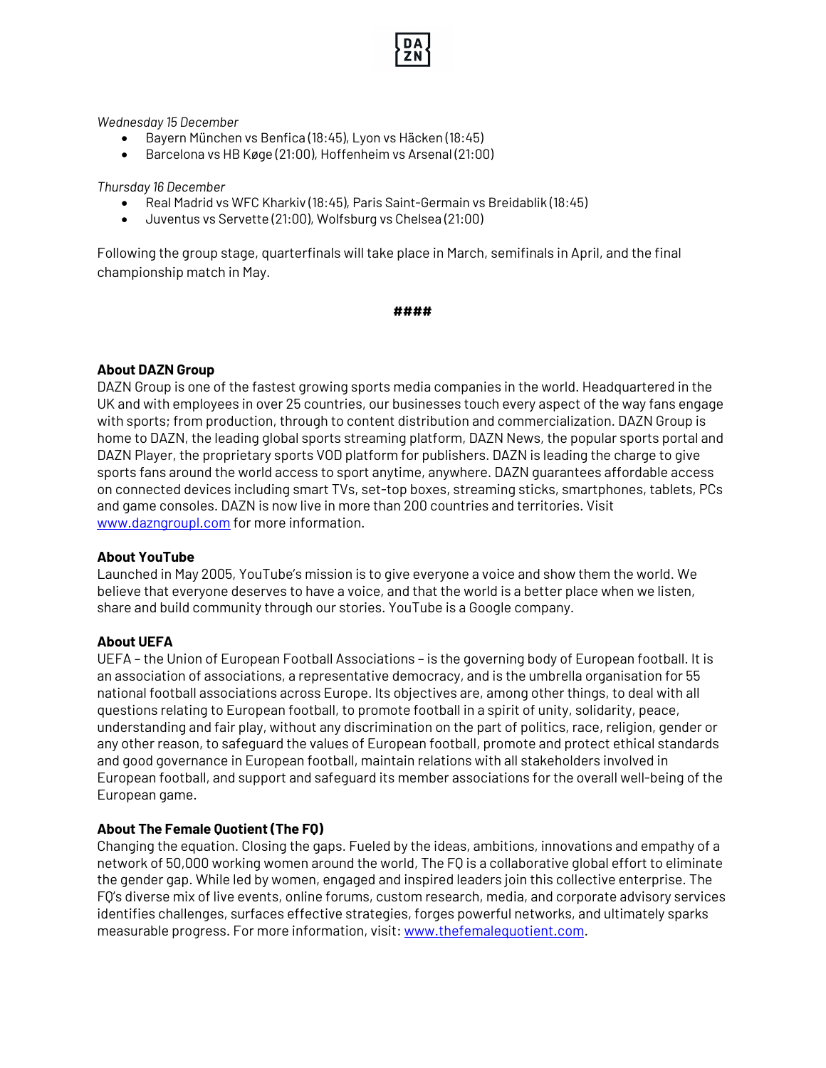*Wednesday 15 December*

- Bayern München vs Benfica (18:45), Lyon vs Häcken (18:45)
- Barcelona vs HB Køge (21:00), Hoffenheim vs Arsenal (21:00)

*Thursday 16 December*

- Real Madrid vs WFC Kharkiv (18:45), Paris Saint-Germain vs Breidablik (18:45)
- Juventus vs Servette (21:00), Wolfsburg vs Chelsea (21:00)

Following the group stage, quarterfinals will take place in March, semifinals in April, and the final championship match in May.

**####**

**About DAZN Group**

DAZN Group is one of the fastest growing sports media companies in the world. Headquartered in the UK and with employees in over 25 countries, our businesses touch every aspect of the way fans engage with sports; from production, through to content distribution and commercialization. DAZN Group is home to DAZN, the leading global sports streaming platform, DAZN News, the popular sports portal and DAZN Player, the proprietary sports VOD platform for publishers. DAZN is leading the charge to give sports fans around the world access to sport anytime, anywhere. DAZN guarantees affordable access on connected devices including smart TVs, set-top boxes, streaming sticks, smartphones, tablets, PCs and game consoles. DAZN is now live in more than 200 countries and territories. Visit www.dazngroupl.com for more information.

**About YouTube**

Launched in May 2005, YouTube's mission is to give everyone a voice and show them the world. We believe that everyone deserves to have a voice, and that the world is a better place when we listen, share and build community through our stories. YouTube is a Google company.

**About UEFA**

UEFA – the Union of European Football Associations – is the governing body of European football. It is an association of associations, a representative democracy, and is the umbrella organisation for 55 national football associations across Europe. Its objectives are, among other things, to deal with all questions relating to European football, to promote football in a spirit of unity, solidarity, peace, understanding and fair play, without any discrimination on the part of politics, race, religion, gender or any other reason, to safeguard the values of European football, promote and protect ethical standards and good governance in European football, maintain relations with all stakeholders involved in European football, and support and safeguard its member associations for the overall well-being of the European game.

**About The Female Quotient (The FQ)**

Changing the equation. Closing the gaps. Fueled by the ideas, ambitions, innovations and empathy of a network of 50,000 working women around the world, The FQ is a collaborative global effort to eliminate the gender gap. While led by women, engaged and inspired leaders join this collective enterprise. The FQ's diverse mix of live events, online forums, custom research, media, and corporate advisory services identifies challenges, surfaces effective strategies, forges powerful networks, and ultimately sparks measurable progress. For more information, visit: www.thefemalequotient.com.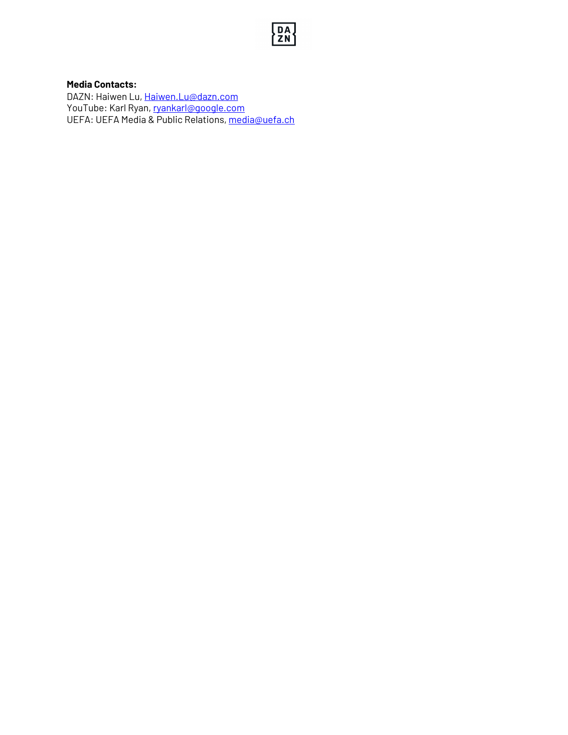**Media Contacts:**
DAZN: Haiwen Lu, Haiwen.Lu@dazn.com
YouTube: Karl Ryan, ryankarl@google.com
UEFA: UEFA Media & Public Relations, media@uefa.ch